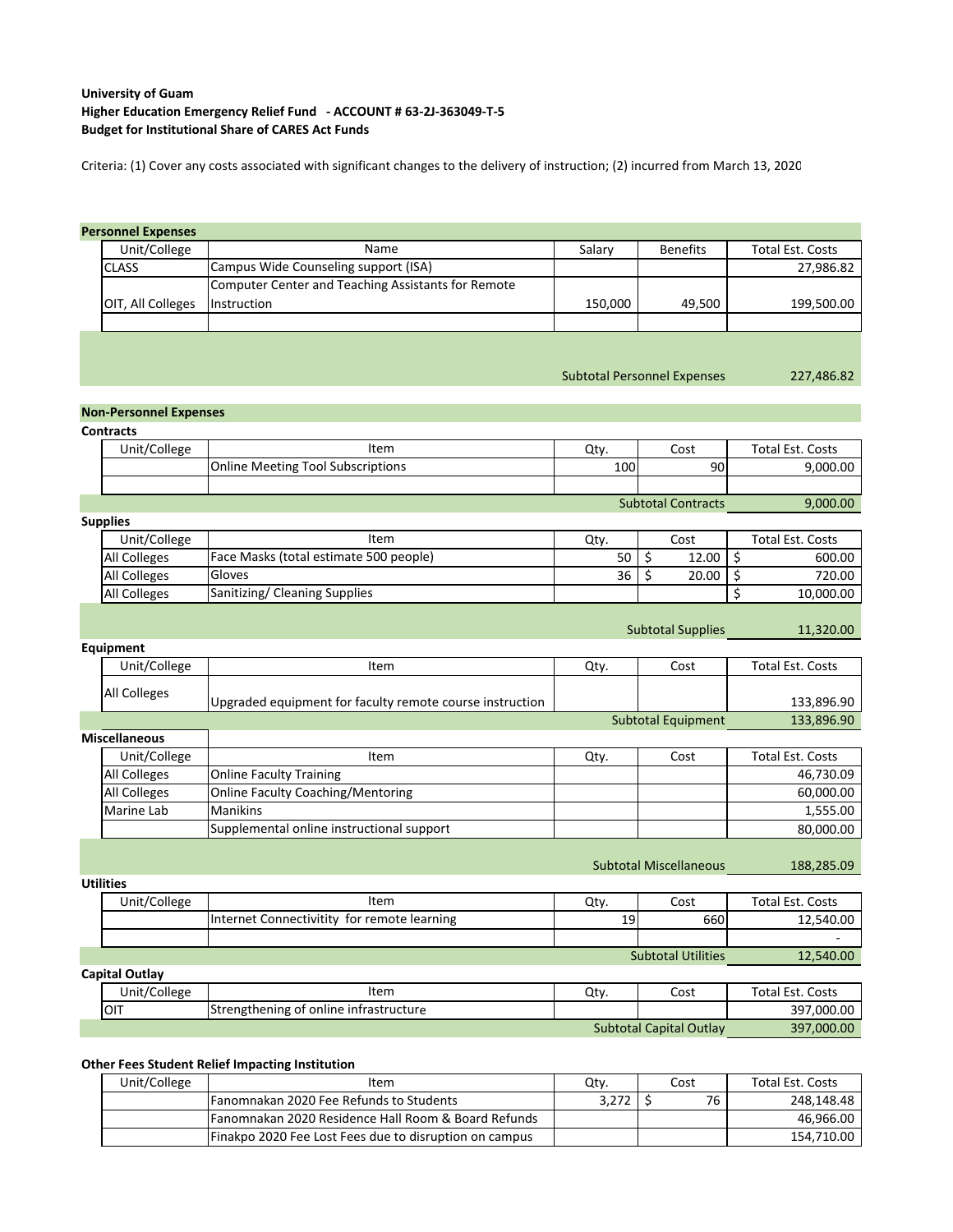**University of Guam**
**Higher Education Emergency Relief Fund - ACCOUNT # 63-2J-363049-T-5**
**Budget for Institutional Share of CARES Act Funds**

Criteria: (1) Cover any costs associated with significant changes to the delivery of instruction; (2) incurred from March 13, 2020

**Personnel Expenses**

| Unit/College | Name | Salary | Benefits | Total Est. Costs |
|---|---|---|---|---|
| CLASS | Campus Wide Counseling support (ISA) | | | 27,986.82 |
| OIT, All Colleges | Computer Center and Teaching Assistants for Remote Instruction | 150,000 | 49,500 | 199,500.00 |
| | | | | |
| | | | Subtotal Personnel Expenses | 227,486.82 |

**Non-Personnel Expenses**

**Contracts**

| Unit/College | Item | Qty. | Cost | Total Est. Costs |
|---|---|---|---|---|
| | Online Meeting Tool Subscriptions | 100 | 90 | 9,000.00 |
| | | | | |
| | | | Subtotal Contracts | 9,000.00 |

**Supplies**

| Unit/College | Item | Qty. | Cost | Total Est. Costs |
|---|---|---|---|---|
| All Colleges | Face Masks (total estimate 500 people) | 50 | $ 12.00 | $ 600.00 |
| All Colleges | Gloves | 36 | $ 20.00 | $ 720.00 |
| All Colleges | Sanitizing/ Cleaning Supplies | | | $ 10,000.00 |
| | | | Subtotal Supplies | 11,320.00 |

**Equipment**

| Unit/College | Item | Qty. | Cost | Total Est. Costs |
|---|---|---|---|---|
| All Colleges | Upgraded equipment for faculty remote course instruction | | | 133,896.90 |
| | | | Subtotal Equipment | 133,896.90 |

**Miscellaneous**

| Unit/College | Item | Qty. | Cost | Total Est. Costs |
|---|---|---|---|---|
| All Colleges | Online Faculty Training | | | 46,730.09 |
| All Colleges | Online Faculty Coaching/Mentoring | | | 60,000.00 |
| Marine Lab | Manikins | | | 1,555.00 |
| | Supplemental online instructional support | | | 80,000.00 |
| | | | Subtotal Miscellaneous | 188,285.09 |

**Utilities**

| Unit/College | Item | Qty. | Cost | Total Est. Costs |
|---|---|---|---|---|
| | Internet Connectivitity for remote learning | 19 | 660 | 12,540.00 |
| | | | | - |
| | | | Subtotal Utilities | 12,540.00 |

**Capital Outlay**

| Unit/College | Item | Qty. | Cost | Total Est. Costs |
|---|---|---|---|---|
| OIT | Strengthening of online infrastructure | | | 397,000.00 |
| | | | Subtotal Capital Outlay | 397,000.00 |

**Other Fees Student Relief Impacting Institution**

| Unit/College | Item | Qty. | Cost | Total Est. Costs |
|---|---|---|---|---|
| | Fanomnakan 2020 Fee Refunds to Students | 3,272 | $ 76 | 248,148.48 |
| | Fanomnakan 2020 Residence Hall Room & Board Refunds | | | 46,966.00 |
| | Finakpo 2020 Fee Lost Fees due to disruption on campus | | | 154,710.00 |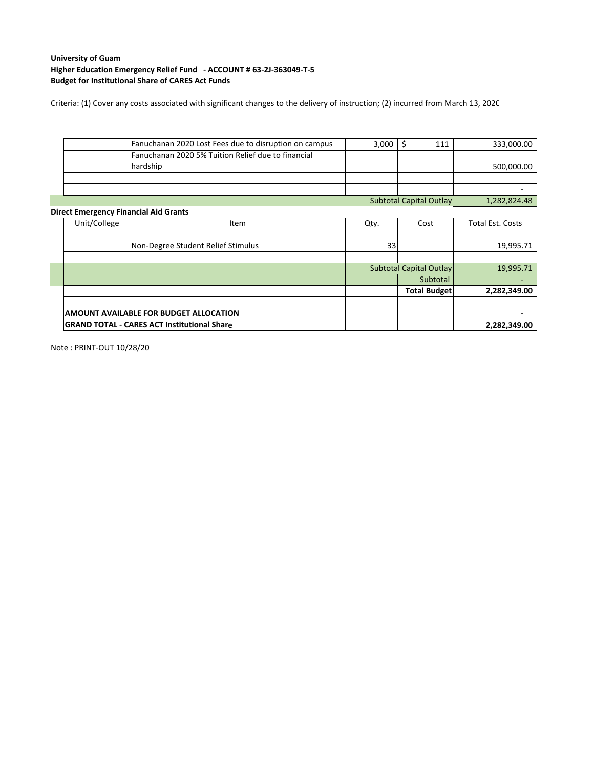**University of Guam**
**Higher Education Emergency Relief Fund - ACCOUNT # 63-2J-363049-T-5**
**Budget for Institutional Share of CARES Act Funds**

Criteria: (1) Cover any costs associated with significant changes to the delivery of instruction; (2) incurred from March 13, 2020

| | | | | |
|---|---|---|---|---|
| | Fanuchanan 2020 Lost Fees due to disruption on campus | 3,000 | $ 111 | 333,000.00 |
| | Fanuchanan 2020 5% Tuition Relief due to financial hardship | | | 500,000.00 |
| | | | | |
| | | | | - |
| | | | Subtotal Capital Outlay | 1,282,824.48 |

**Direct Emergency Financial Aid Grants**

| Unit/College | Item | Qty. | Cost | Total Est. Costs |
|---|---|---|---|---|
| | Non-Degree Student Relief Stimulus | 33 | | 19,995.71 |
| | | | | |
| | | | Subtotal Capital Outlay | 19,995.71 |
| | | | Subtotal | - |
| | | | **Total Budget** | **2,282,349.00** |
| | | | | |
| **AMOUNT AVAILABLE FOR BUDGET ALLOCATION** | | | | - |
| **GRAND TOTAL - CARES ACT Institutional Share** | | | | **2,282,349.00** |

Note : PRINT-OUT 10/28/20